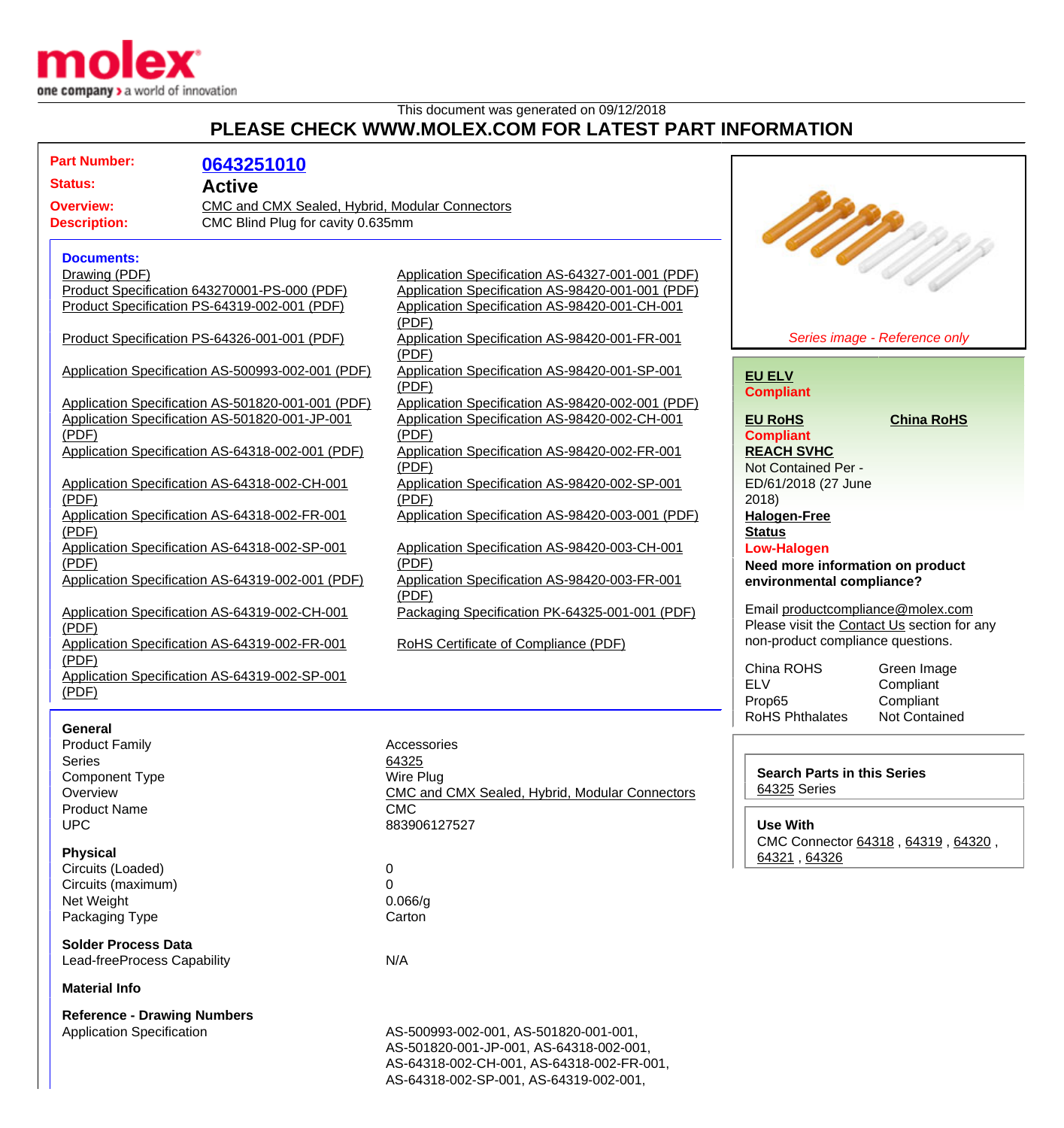This document was generated on 09/12/2018

# PLEASE CHECK WWW.MOLEX.COM FOR LATEST PART INFORMATION

**Part Number:** 0643251010

**Status:** Active

**Overview:** CMC and CMX Sealed, Hybrid, Modular Connectors

**Description:** CMC Blind Plug for cavity 0.635mm

## Documents:

- Drawing (PDF)
- Product Specification 643270001-PS-000 (PDF)
- Product Specification PS-64319-002-001 (PDF)
- Product Specification PS-64326-001-001 (PDF)
- Application Specification AS-500993-002-001 (PDF)
- Application Specification AS-501820-001-001 (PDF)
- Application Specification AS-501820-001-JP-001 (PDF)
- Application Specification AS-64318-002-001 (PDF)
- Application Specification AS-64318-002-CH-001 (PDF)
- Application Specification AS-64318-002-FR-001 (PDF)
- Application Specification AS-64318-002-SP-001 (PDF)
- Application Specification AS-64319-002-001 (PDF)
- Application Specification AS-64319-002-CH-001 (PDF)
- Application Specification AS-64319-002-FR-001 (PDF)
- Application Specification AS-64319-002-SP-001 (PDF)
- Application Specification AS-64327-001-001 (PDF)
- Application Specification AS-98420-001-001 (PDF)
- Application Specification AS-98420-001-CH-001 (PDF)
- Application Specification AS-98420-001-FR-001 (PDF)
- Application Specification AS-98420-001-SP-001 (PDF)
- Application Specification AS-98420-002-001 (PDF)
- Application Specification AS-98420-002-CH-001 (PDF)
- Application Specification AS-98420-002-FR-001 (PDF)
- Application Specification AS-98420-002-SP-001 (PDF)
- Application Specification AS-98420-003-001 (PDF)
- Application Specification AS-98420-003-CH-001 (PDF)
- Application Specification AS-98420-003-FR-001 (PDF)
- Packaging Specification PK-64325-001-001 (PDF)
- RoHS Certificate of Compliance (PDF)

*Series image - Reference only*

**EU ELV**
Compliant

**EU RoHS**
Compliant

**China RoHS**

**REACH SVHC**
Not Contained Per - ED/61/2018 (27 June 2018)

**Halogen-Free Status**
Low-Halogen

**Need more information on product environmental compliance?**

Email productcompliance@molex.com
Please visit the Contact Us section for any non-product compliance questions.

| | |
|---|---|
| China ROHS | Green Image |
| ELV | Compliant |
| Prop65 | Compliant |
| RoHS Phthalates | Not Contained |

**Search Parts in this Series**
64325 Series

**Use With**
CMC Connector 64318 , 64319 , 64320 , 64321 , 64326

### General

| | |
|---|---|
| Product Family | Accessories |
| Series | 64325 |
| Component Type | Wire Plug |
| Overview | CMC and CMX Sealed, Hybrid, Modular Connectors |
| Product Name | CMC |
| UPC | 883906127527 |

### Physical

| | |
|---|---|
| Circuits (Loaded) | 0 |
| Circuits (maximum) | 0 |
| Net Weight | 0.066/g |
| Packaging Type | Carton |

### Solder Process Data

| | |
|---|---|
| Lead-freeProcess Capability | N/A |

### Material Info

### Reference - Drawing Numbers

| | |
|---|---|
| Application Specification | AS-500993-002-001, AS-501820-001-001, AS-501820-001-JP-001, AS-64318-002-001, AS-64318-002-CH-001, AS-64318-002-FR-001, AS-64318-002-SP-001, AS-64319-002-001, |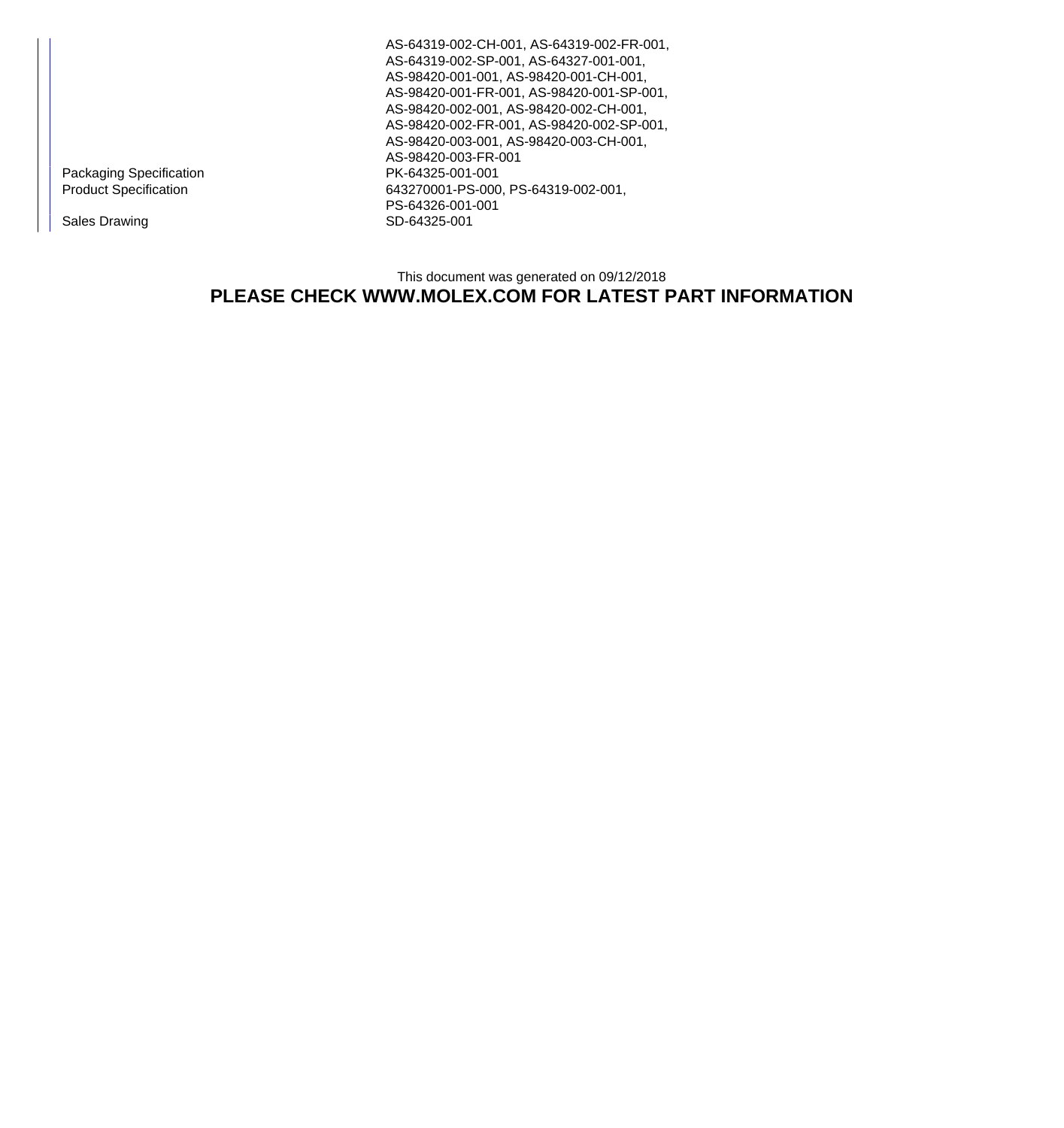| | |
|---|---|
| | AS-64319-002-CH-001, AS-64319-002-FR-001, AS-64319-002-SP-001, AS-64327-001-001, AS-98420-001-001, AS-98420-001-CH-001, AS-98420-001-FR-001, AS-98420-001-SP-001, AS-98420-002-001, AS-98420-002-CH-001, AS-98420-002-FR-001, AS-98420-002-SP-001, AS-98420-003-001, AS-98420-003-CH-001, AS-98420-003-FR-001 |
| Packaging Specification | PK-64325-001-001 |
| Product Specification | 643270001-PS-000, PS-64319-002-001, PS-64326-001-001 |
| Sales Drawing | SD-64325-001 |

This document was generated on 09/12/2018

**PLEASE CHECK WWW.MOLEX.COM FOR LATEST PART INFORMATION**